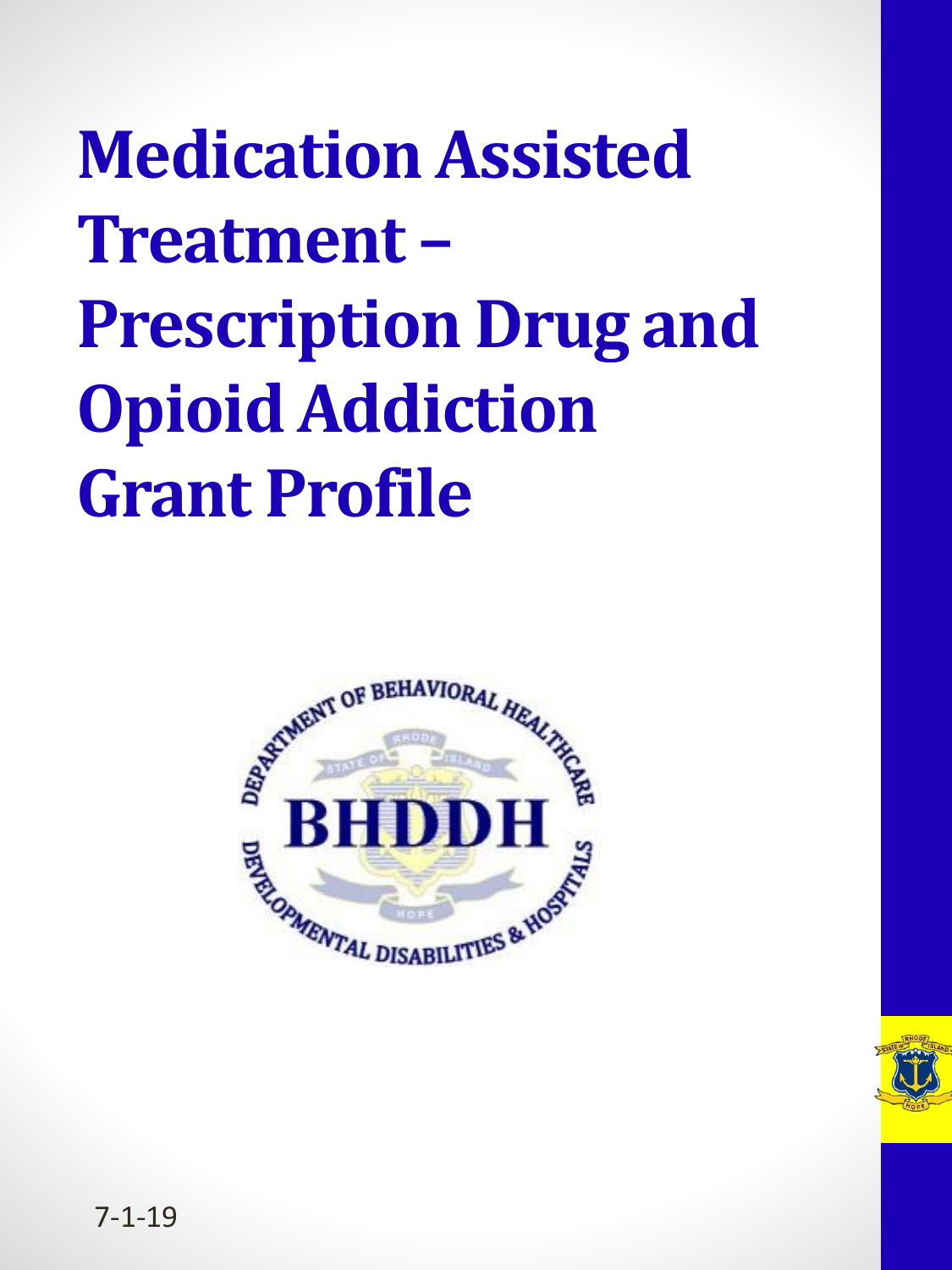# Medication Assisted Treatment – Prescription Drug and Opioid Addiction Grant Profile

DEPARTMENT OF BEHAVIORAL HEALTHCARE

BHDDH

DEVELOPMENTAL DISABILITIES & HOSPITALS

7-1-19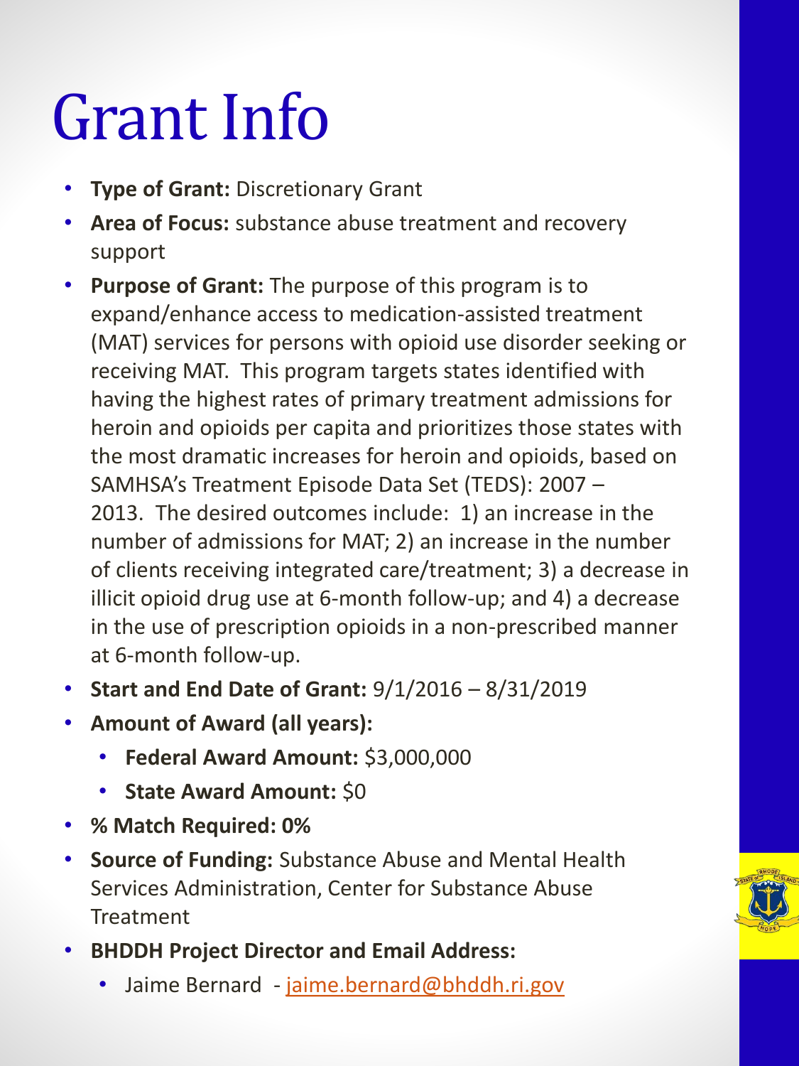# Grant Info

- **Type of Grant:** Discretionary Grant
- **Area of Focus:** substance abuse treatment and recovery support
- **Purpose of Grant:** The purpose of this program is to expand/enhance access to medication-assisted treatment (MAT) services for persons with opioid use disorder seeking or receiving MAT. This program targets states identified with having the highest rates of primary treatment admissions for heroin and opioids per capita and prioritizes those states with the most dramatic increases for heroin and opioids, based on SAMHSA's Treatment Episode Data Set (TEDS): 2007 – 2013. The desired outcomes include: 1) an increase in the number of admissions for MAT; 2) an increase in the number of clients receiving integrated care/treatment; 3) a decrease in illicit opioid drug use at 6-month follow-up; and 4) a decrease in the use of prescription opioids in a non-prescribed manner at 6-month follow-up.
- **Start and End Date of Grant:** 9/1/2016 – 8/31/2019
- **Amount of Award (all years):**
  - **Federal Award Amount:** $3,000,000
  - **State Award Amount:** $0
- **% Match Required: 0%**
- **Source of Funding:** Substance Abuse and Mental Health Services Administration, Center for Substance Abuse Treatment
- **BHDDH Project Director and Email Address:**
  - Jaime Bernard - jaime.bernard@bhddh.ri.gov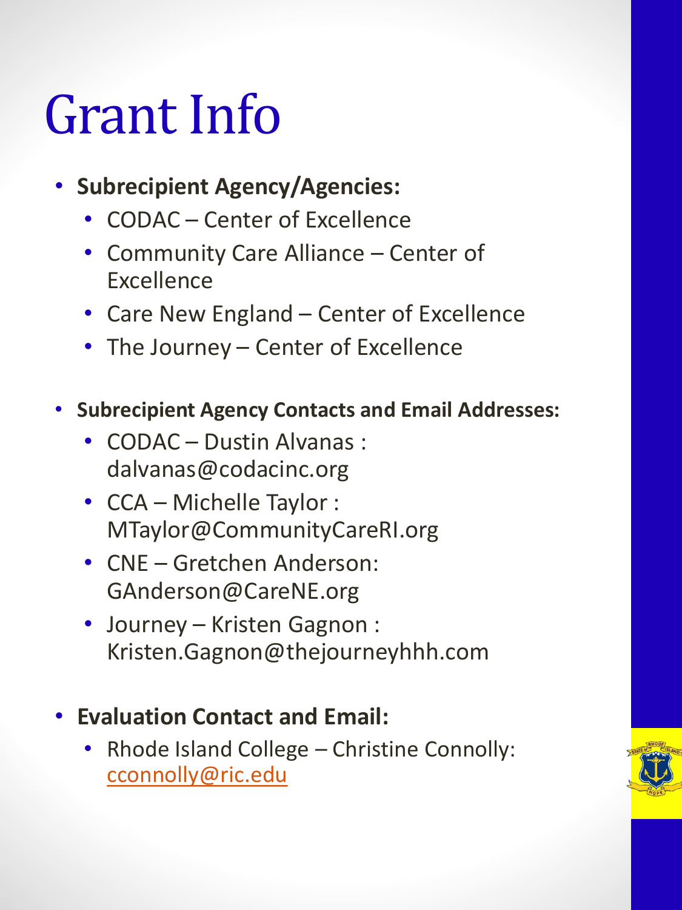# Grant Info

- **Subrecipient Agency/Agencies:**
  - CODAC – Center of Excellence
  - Community Care Alliance – Center of Excellence
  - Care New England – Center of Excellence
  - The Journey – Center of Excellence
- **Subrecipient Agency Contacts and Email Addresses:**
  - CODAC – Dustin Alvanas : dalvanas@codacinc.org
  - CCA – Michelle Taylor : MTaylor@CommunityCareRI.org
  - CNE – Gretchen Anderson: GAnderson@CareNE.org
  - Journey – Kristen Gagnon : Kristen.Gagnon@thejourneyhhh.com
- **Evaluation Contact and Email:**
  - Rhode Island College – Christine Connolly: cconnolly@ric.edu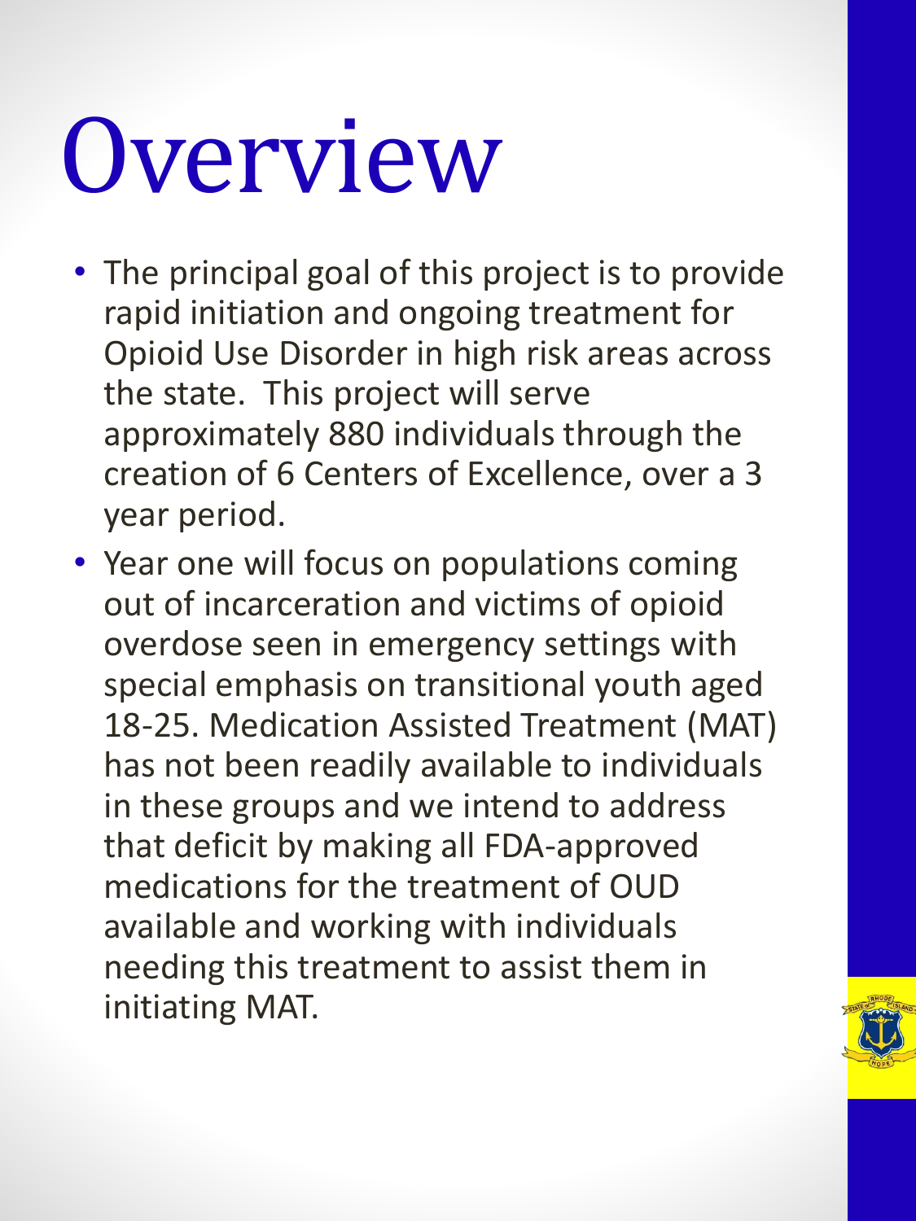# Overview

- The principal goal of this project is to provide rapid initiation and ongoing treatment for Opioid Use Disorder in high risk areas across the state. This project will serve approximately 880 individuals through the creation of 6 Centers of Excellence, over a 3 year period.
- Year one will focus on populations coming out of incarceration and victims of opioid overdose seen in emergency settings with special emphasis on transitional youth aged 18-25. Medication Assisted Treatment (MAT) has not been readily available to individuals in these groups and we intend to address that deficit by making all FDA-approved medications for the treatment of OUD available and working with individuals needing this treatment to assist them in initiating MAT.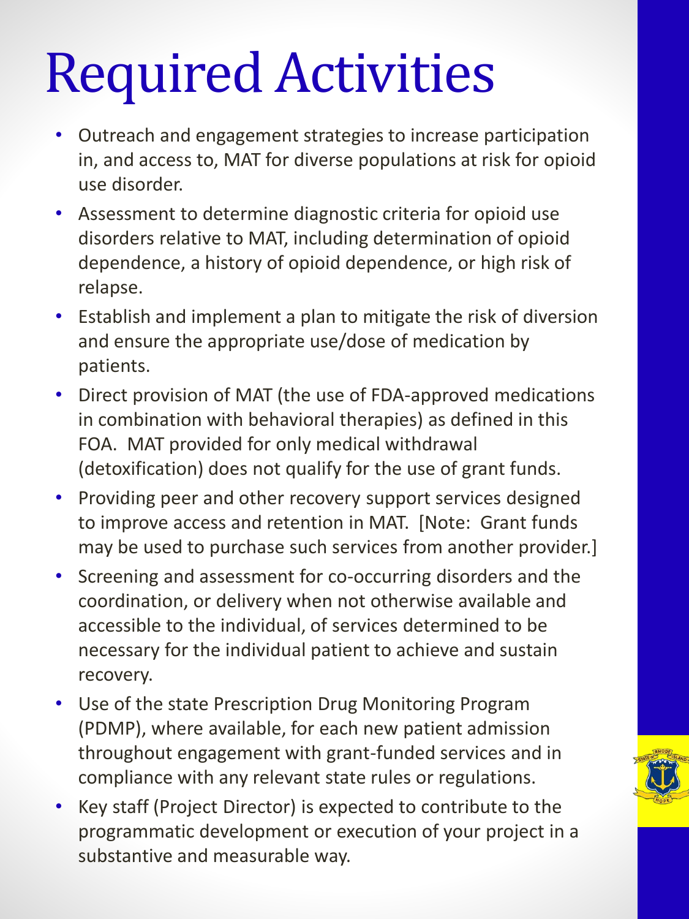# Required Activities

- Outreach and engagement strategies to increase participation in, and access to, MAT for diverse populations at risk for opioid use disorder.
- Assessment to determine diagnostic criteria for opioid use disorders relative to MAT, including determination of opioid dependence, a history of opioid dependence, or high risk of relapse.
- Establish and implement a plan to mitigate the risk of diversion and ensure the appropriate use/dose of medication by patients.
- Direct provision of MAT (the use of FDA-approved medications in combination with behavioral therapies) as defined in this FOA. MAT provided for only medical withdrawal (detoxification) does not qualify for the use of grant funds.
- Providing peer and other recovery support services designed to improve access and retention in MAT. [Note: Grant funds may be used to purchase such services from another provider.]
- Screening and assessment for co-occurring disorders and the coordination, or delivery when not otherwise available and accessible to the individual, of services determined to be necessary for the individual patient to achieve and sustain recovery.
- Use of the state Prescription Drug Monitoring Program (PDMP), where available, for each new patient admission throughout engagement with grant-funded services and in compliance with any relevant state rules or regulations.
- Key staff (Project Director) is expected to contribute to the programmatic development or execution of your project in a substantive and measurable way.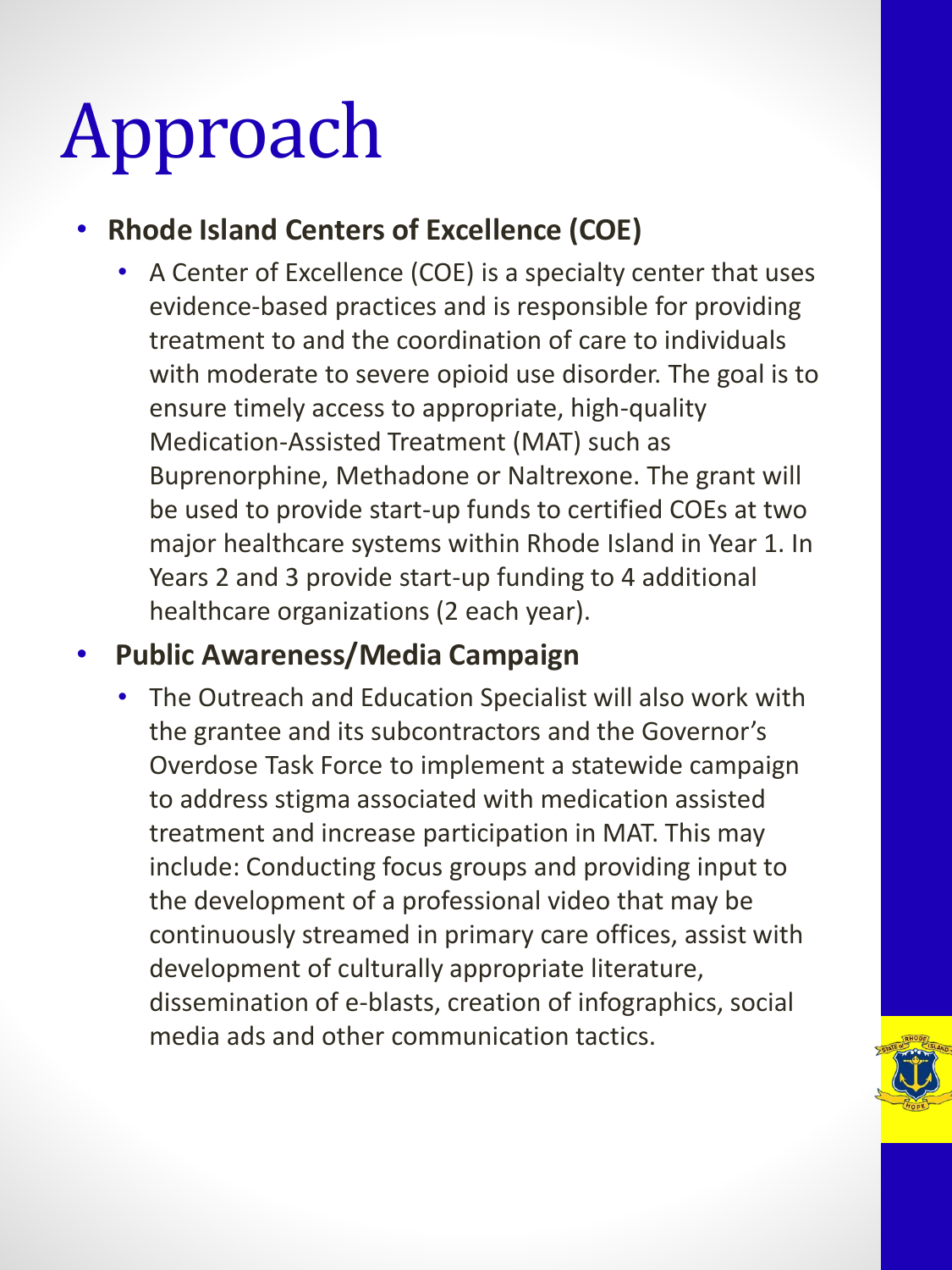# Approach

- **Rhode Island Centers of Excellence (COE)**
  - A Center of Excellence (COE) is a specialty center that uses evidence-based practices and is responsible for providing treatment to and the coordination of care to individuals with moderate to severe opioid use disorder. The goal is to ensure timely access to appropriate, high-quality Medication-Assisted Treatment (MAT) such as Buprenorphine, Methadone or Naltrexone. The grant will be used to provide start-up funds to certified COEs at two major healthcare systems within Rhode Island in Year 1. In Years 2 and 3 provide start-up funding to 4 additional healthcare organizations (2 each year).
- **Public Awareness/Media Campaign**
  - The Outreach and Education Specialist will also work with the grantee and its subcontractors and the Governor's Overdose Task Force to implement a statewide campaign to address stigma associated with medication assisted treatment and increase participation in MAT. This may include: Conducting focus groups and providing input to the development of a professional video that may be continuously streamed in primary care offices, assist with development of culturally appropriate literature, dissemination of e-blasts, creation of infographics, social media ads and other communication tactics.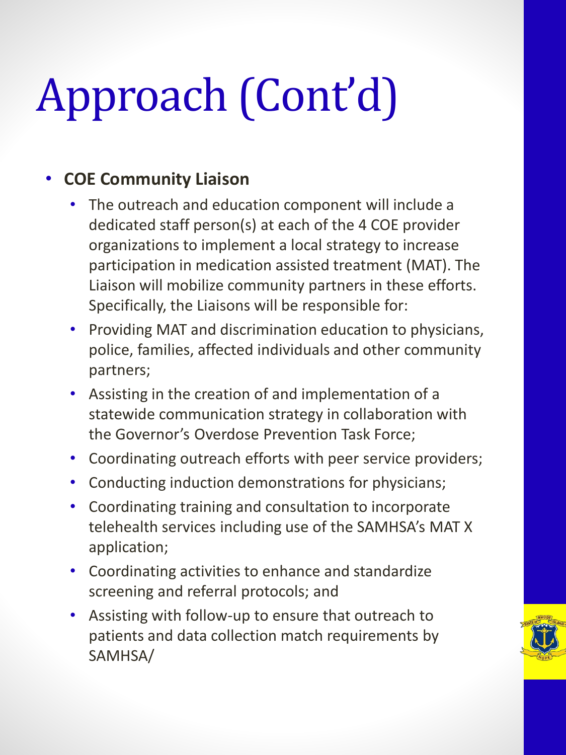# Approach (Cont'd)

- **COE Community Liaison**
  - The outreach and education component will include a dedicated staff person(s) at each of the 4 COE provider organizations to implement a local strategy to increase participation in medication assisted treatment (MAT). The Liaison will mobilize community partners in these efforts. Specifically, the Liaisons will be responsible for:
  - Providing MAT and discrimination education to physicians, police, families, affected individuals and other community partners;
  - Assisting in the creation of and implementation of a statewide communication strategy in collaboration with the Governor's Overdose Prevention Task Force;
  - Coordinating outreach efforts with peer service providers;
  - Conducting induction demonstrations for physicians;
  - Coordinating training and consultation to incorporate telehealth services including use of the SAMHSA's MAT X application;
  - Coordinating activities to enhance and standardize screening and referral protocols; and
  - Assisting with follow-up to ensure that outreach to patients and data collection match requirements by SAMHSA/